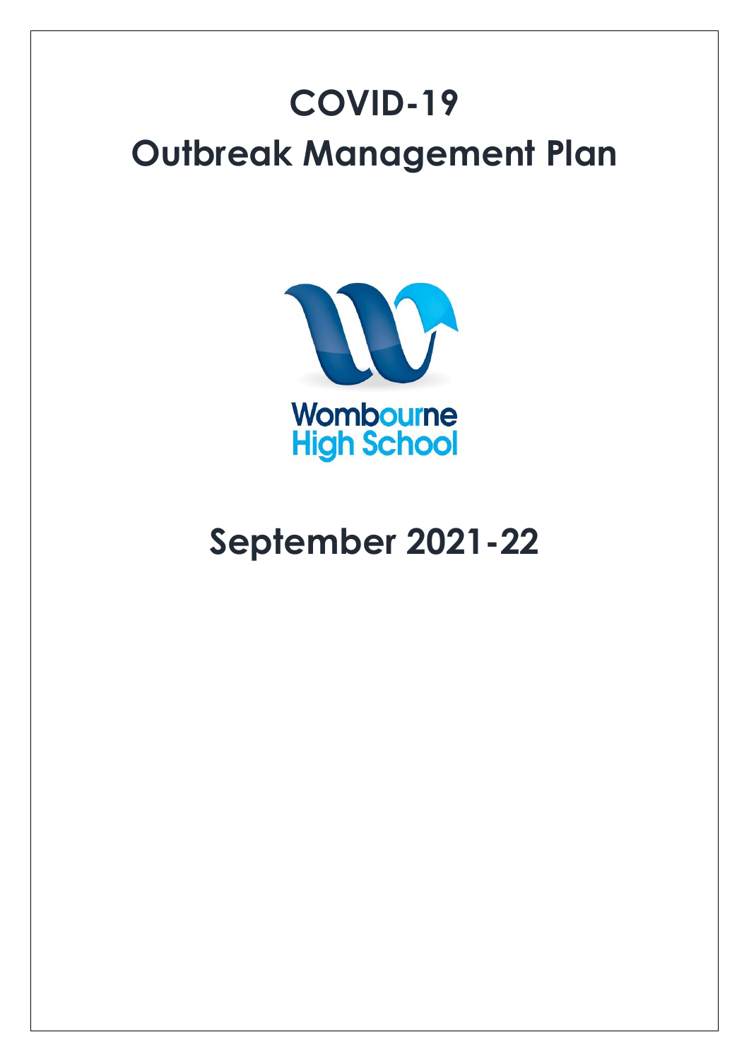# COVID-19
# Outbreak Management Plan

Wombourne High School

## September 2021-22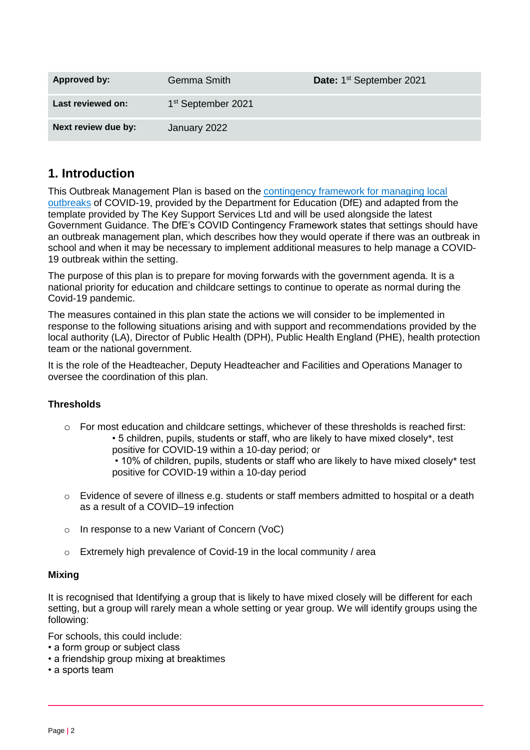| Approved by: | Gemma Smith | Date: 1st September 2021 |
|---|---|---|
| Last reviewed on: | 1st September 2021 | |
| Next review due by: | January 2022 | |

## 1. Introduction

This Outbreak Management Plan is based on the [contingency framework for managing local outbreaks] of COVID-19, provided by the Department for Education (DfE) and adapted from the template provided by The Key Support Services Ltd and will be used alongside the latest Government Guidance. The DfE's COVID Contingency Framework states that settings should have an outbreak management plan, which describes how they would operate if there was an outbreak in school and when it may be necessary to implement additional measures to help manage a COVID-19 outbreak within the setting.

The purpose of this plan is to prepare for moving forwards with the government agenda. It is a national priority for education and childcare settings to continue to operate as normal during the Covid-19 pandemic.

The measures contained in this plan state the actions we will consider to be implemented in response to the following situations arising and with support and recommendations provided by the local authority (LA), Director of Public Health (DPH), Public Health England (PHE), health protection team or the national government.

It is the role of the Headteacher, Deputy Headteacher and Facilities and Operations Manager to oversee the coordination of this plan.

**Thresholds**

- For most education and childcare settings, whichever of these thresholds is reached first:
  - 5 children, pupils, students or staff, who are likely to have mixed closely*, test positive for COVID-19 within a 10-day period; or
  - 10% of children, pupils, students or staff who are likely to have mixed closely* test positive for COVID-19 within a 10-day period
- Evidence of severe of illness e.g. students or staff members admitted to hospital or a death as a result of a COVID–19 infection
- In response to a new Variant of Concern (VoC)
- Extremely high prevalence of Covid-19 in the local community / area

**Mixing**

It is recognised that Identifying a group that is likely to have mixed closely will be different for each setting, but a group will rarely mean a whole setting or year group. We will identify groups using the following:

For schools, this could include:

- a form group or subject class
- a friendship group mixing at breaktimes
- a sports team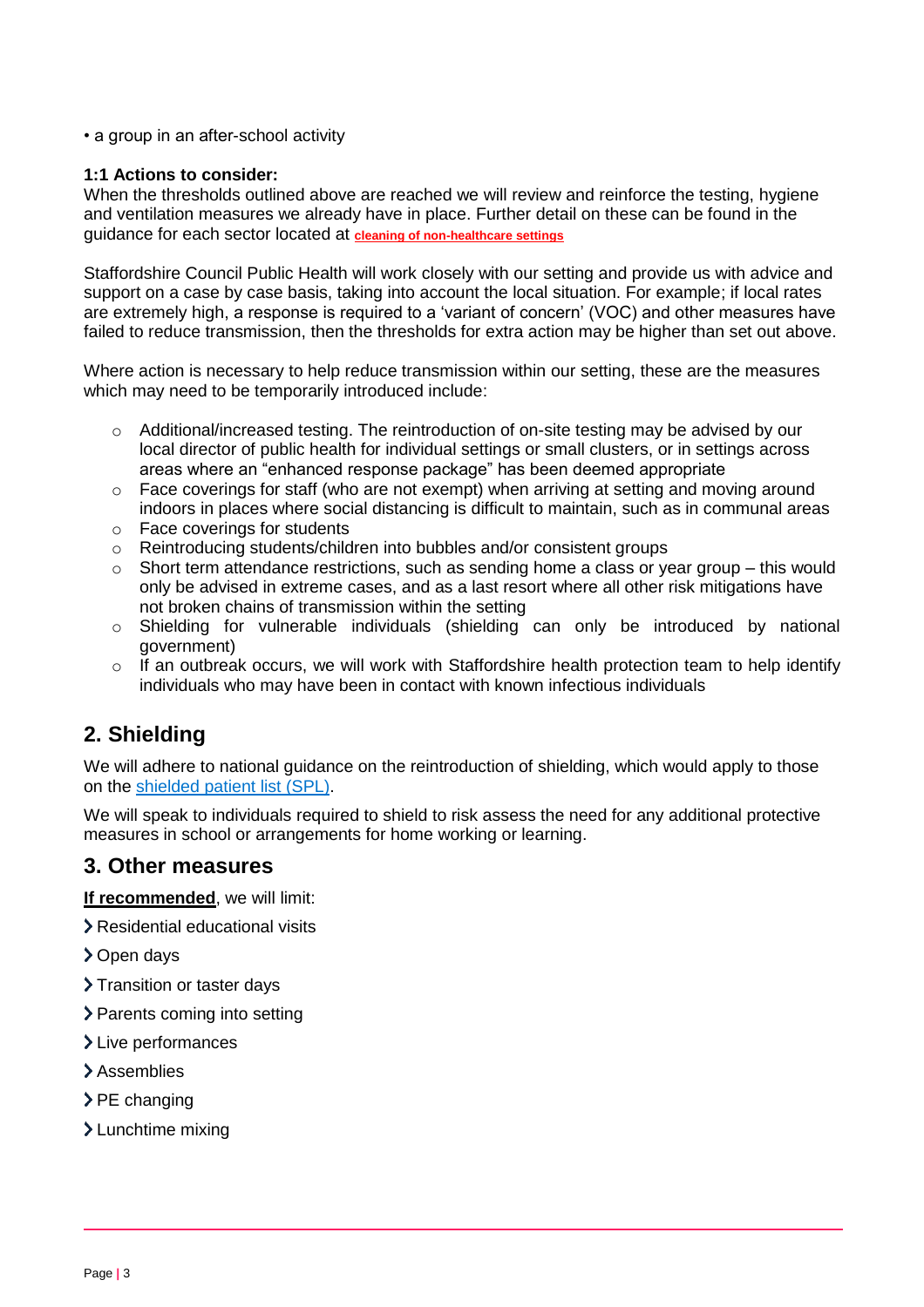- a group in an after-school activity

**1:1 Actions to consider:**
When the thresholds outlined above are reached we will review and reinforce the testing, hygiene and ventilation measures we already have in place. Further detail on these can be found in the guidance for each sector located at **cleaning of non-healthcare settings**

Staffordshire Council Public Health will work closely with our setting and provide us with advice and support on a case by case basis, taking into account the local situation. For example; if local rates are extremely high, a response is required to a 'variant of concern' (VOC) and other measures have failed to reduce transmission, then the thresholds for extra action may be higher than set out above.

Where action is necessary to help reduce transmission within our setting, these are the measures which may need to be temporarily introduced include:

- Additional/increased testing. The reintroduction of on-site testing may be advised by our local director of public health for individual settings or small clusters, or in settings across areas where an "enhanced response package" has been deemed appropriate
- Face coverings for staff (who are not exempt) when arriving at setting and moving around indoors in places where social distancing is difficult to maintain, such as in communal areas
- Face coverings for students
- Reintroducing students/children into bubbles and/or consistent groups
- Short term attendance restrictions, such as sending home a class or year group – this would only be advised in extreme cases, and as a last resort where all other risk mitigations have not broken chains of transmission within the setting
- Shielding for vulnerable individuals (shielding can only be introduced by national government)
- If an outbreak occurs, we will work with Staffordshire health protection team to help identify individuals who may have been in contact with known infectious individuals

## 2. Shielding

We will adhere to national guidance on the reintroduction of shielding, which would apply to those on the shielded patient list (SPL).

We will speak to individuals required to shield to risk assess the need for any additional protective measures in school or arrangements for home working or learning.

## 3. Other measures

**If recommended**, we will limit:

- Residential educational visits
- Open days
- Transition or taster days
- Parents coming into setting
- Live performances
- Assemblies
- PE changing
- Lunchtime mixing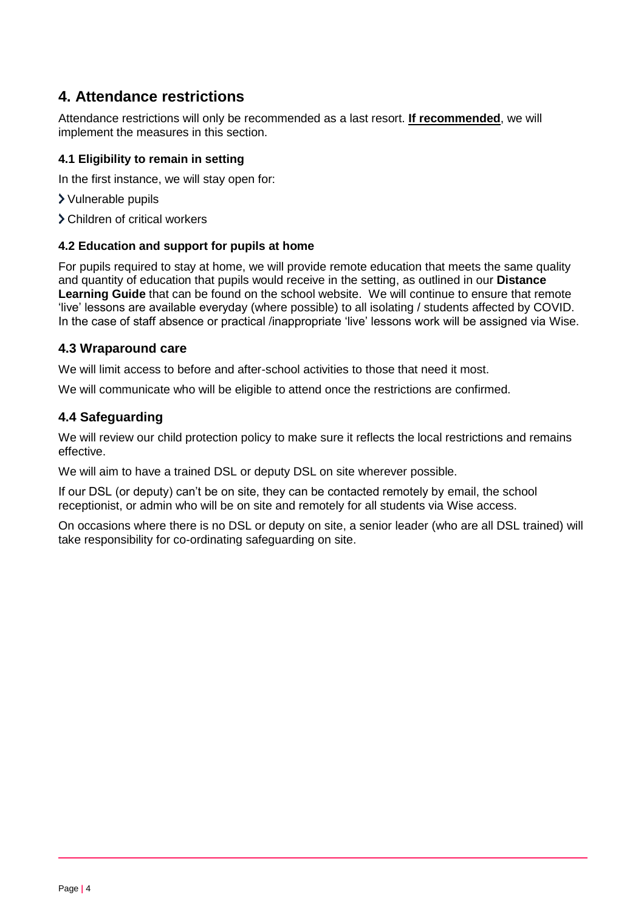## 4. Attendance restrictions

Attendance restrictions will only be recommended as a last resort. **If recommended**, we will implement the measures in this section.

### 4.1 Eligibility to remain in setting

In the first instance, we will stay open for:

- Vulnerable pupils
- Children of critical workers

### 4.2 Education and support for pupils at home

For pupils required to stay at home, we will provide remote education that meets the same quality and quantity of education that pupils would receive in the setting, as outlined in our **Distance Learning Guide** that can be found on the school website. We will continue to ensure that remote 'live' lessons are available everyday (where possible) to all isolating / students affected by COVID. In the case of staff absence or practical /inappropriate 'live' lessons work will be assigned via Wise.

### 4.3 Wraparound care

We will limit access to before and after-school activities to those that need it most.

We will communicate who will be eligible to attend once the restrictions are confirmed.

### 4.4 Safeguarding

We will review our child protection policy to make sure it reflects the local restrictions and remains effective.

We will aim to have a trained DSL or deputy DSL on site wherever possible.

If our DSL (or deputy) can't be on site, they can be contacted remotely by email, the school receptionist, or admin who will be on site and remotely for all students via Wise access.

On occasions where there is no DSL or deputy on site, a senior leader (who are all DSL trained) will take responsibility for co-ordinating safeguarding on site.